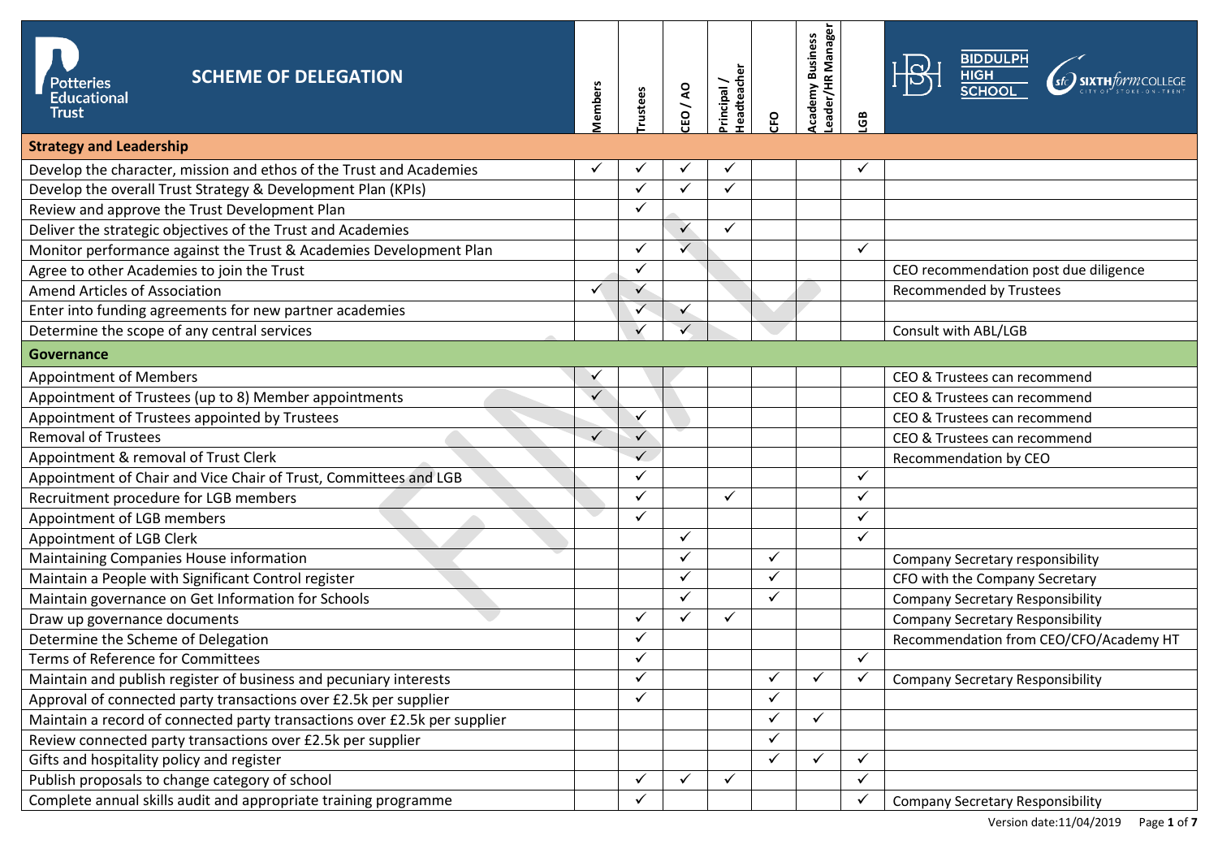# SCHEME OF DELEGATION

Potteries Educational Trust

BIDDULPH HIGH SCHOOL | sfc SIXTHformCOLLEGE CITY OF STOKE-ON-TRENT

| | Members | Trustees | CEO / AO | Principal / Headteacher | CFO | Academy Business Leader/HR Manager | LGB | |
|---|---|---|---|---|---|---|---|---|
| **Strategy and Leadership** | | | | | | | | |
| Develop the character, mission and ethos of the Trust and Academies | ✓ | ✓ | ✓ | ✓ | | | ✓ | |
| Develop the overall Trust Strategy & Development Plan (KPIs) | | ✓ | ✓ | ✓ | | | | |
| Review and approve the Trust Development Plan | | ✓ | | | | | | |
| Deliver the strategic objectives of the Trust and Academies | | | ✓ | ✓ | | | | |
| Monitor performance against the Trust & Academies Development Plan | | ✓ | ✓ | | | | ✓ | |
| Agree to other Academies to join the Trust | | ✓ | | | | | | CEO recommendation post due diligence |
| Amend Articles of Association | ✓ | ✓ | | | | | | Recommended by Trustees |
| Enter into funding agreements for new partner academies | | ✓ | ✓ | | | | | |
| Determine the scope of any central services | | ✓ | ✓ | | | | | Consult with ABL/LGB |
| **Governance** | | | | | | | | |
| Appointment of Members | ✓ | | | | | | | CEO & Trustees can recommend |
| Appointment of Trustees (up to 8) Member appointments | ✓ | | | | | | | CEO & Trustees can recommend |
| Appointment of Trustees appointed by Trustees | | ✓ | | | | | | CEO & Trustees can recommend |
| Removal of Trustees | ✓ | ✓ | | | | | | CEO & Trustees can recommend |
| Appointment & removal of Trust Clerk | | ✓ | | | | | | Recommendation by CEO |
| Appointment of Chair and Vice Chair of Trust, Committees and LGB | | ✓ | | | | | ✓ | |
| Recruitment procedure for LGB members | | ✓ | | ✓ | | | ✓ | |
| Appointment of LGB members | | ✓ | | | | | ✓ | |
| Appointment of LGB Clerk | | | ✓ | | | | ✓ | |
| Maintaining Companies House information | | | ✓ | | ✓ | | | Company Secretary responsibility |
| Maintain a People with Significant Control register | | | ✓ | | ✓ | | | CFO with the Company Secretary |
| Maintain governance on Get Information for Schools | | | ✓ | | ✓ | | | Company Secretary Responsibility |
| Draw up governance documents | | ✓ | ✓ | ✓ | | | | Company Secretary Responsibility |
| Determine the Scheme of Delegation | | ✓ | | | | | | Recommendation from CEO/CFO/Academy HT |
| Terms of Reference for Committees | | ✓ | | | | | ✓ | |
| Maintain and publish register of business and pecuniary interests | | ✓ | | | ✓ | ✓ | ✓ | Company Secretary Responsibility |
| Approval of connected party transactions over £2.5k per supplier | | ✓ | | | ✓ | | | |
| Maintain a record of connected party transactions over £2.5k per supplier | | | | | ✓ | ✓ | | |
| Review connected party transactions over £2.5k per supplier | | | | | ✓ | | | |
| Gifts and hospitality policy and register | | | | | ✓ | ✓ | ✓ | |
| Publish proposals to change category of school | | ✓ | ✓ | ✓ | | | ✓ | |
| Complete annual skills audit and appropriate training programme | | ✓ | | | | | ✓ | Company Secretary Responsibility |

Version date:11/04/2019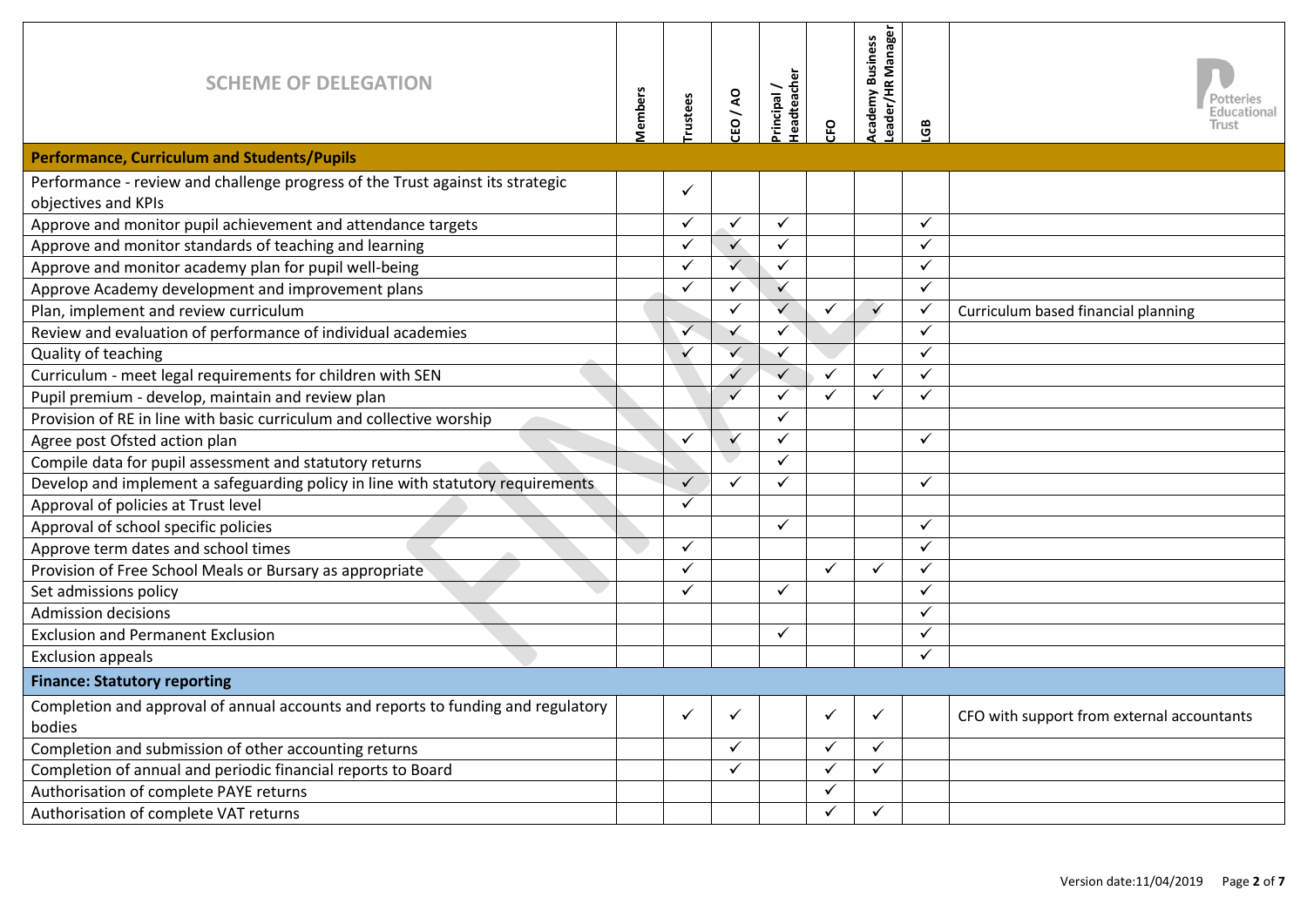| SCHEME OF DELEGATION | Members | Trustees | CEO / AO | Principal / Headteacher | CFO | Academy Business Leader/HR Manager | LGB | Potteries Educational Trust |
|---|---|---|---|---|---|---|---|---|
| **Performance, Curriculum and Students/Pupils** | | | | | | | | |
| Performance - review and challenge progress of the Trust against its strategic objectives and KPIs | | ✓ | | | | | | |
| Approve and monitor pupil achievement and attendance targets | | ✓ | ✓ | ✓ | | | ✓ | |
| Approve and monitor standards of teaching and learning | | ✓ | ✓ | ✓ | | | ✓ | |
| Approve and monitor academy plan for pupil well-being | | ✓ | ✓ | ✓ | | | ✓ | |
| Approve Academy development and improvement plans | | ✓ | ✓ | ✓ | | | ✓ | |
| Plan, implement and review curriculum | | | ✓ | ✓ | ✓ | ✓ | ✓ | Curriculum based financial planning |
| Review and evaluation of performance of individual academies | | ✓ | ✓ | ✓ | | | ✓ | |
| Quality of teaching | | ✓ | ✓ | ✓ | | | ✓ | |
| Curriculum - meet legal requirements for children with SEN | | | ✓ | ✓ | ✓ | ✓ | ✓ | |
| Pupil premium - develop, maintain and review plan | | | ✓ | ✓ | ✓ | ✓ | ✓ | |
| Provision of RE in line with basic curriculum and collective worship | | | | ✓ | | | | |
| Agree post Ofsted action plan | | ✓ | ✓ | ✓ | | | ✓ | |
| Compile data for pupil assessment and statutory returns | | | | ✓ | | | | |
| Develop and implement a safeguarding policy in line with statutory requirements | | ✓ | ✓ | ✓ | | | ✓ | |
| Approval of policies at Trust level | | ✓ | | | | | | |
| Approval of school specific policies | | | | ✓ | | | ✓ | |
| Approve term dates and school times | | ✓ | | | | | ✓ | |
| Provision of Free School Meals or Bursary as appropriate | | ✓ | | | ✓ | ✓ | ✓ | |
| Set admissions policy | | ✓ | | ✓ | | | ✓ | |
| Admission decisions | | | | | | | ✓ | |
| Exclusion and Permanent Exclusion | | | | ✓ | | | ✓ | |
| Exclusion appeals | | | | | | | ✓ | |
| **Finance: Statutory reporting** | | | | | | | | |
| Completion and approval of annual accounts and reports to funding and regulatory bodies | | ✓ | ✓ | | ✓ | ✓ | | CFO with support from external accountants |
| Completion and submission of other accounting returns | | | ✓ | | ✓ | ✓ | | |
| Completion of annual and periodic financial reports to Board | | | ✓ | | ✓ | ✓ | | |
| Authorisation of complete PAYE returns | | | | | ✓ | | | |
| Authorisation of complete VAT returns | | | | | ✓ | ✓ | | |

Version date:11/04/2019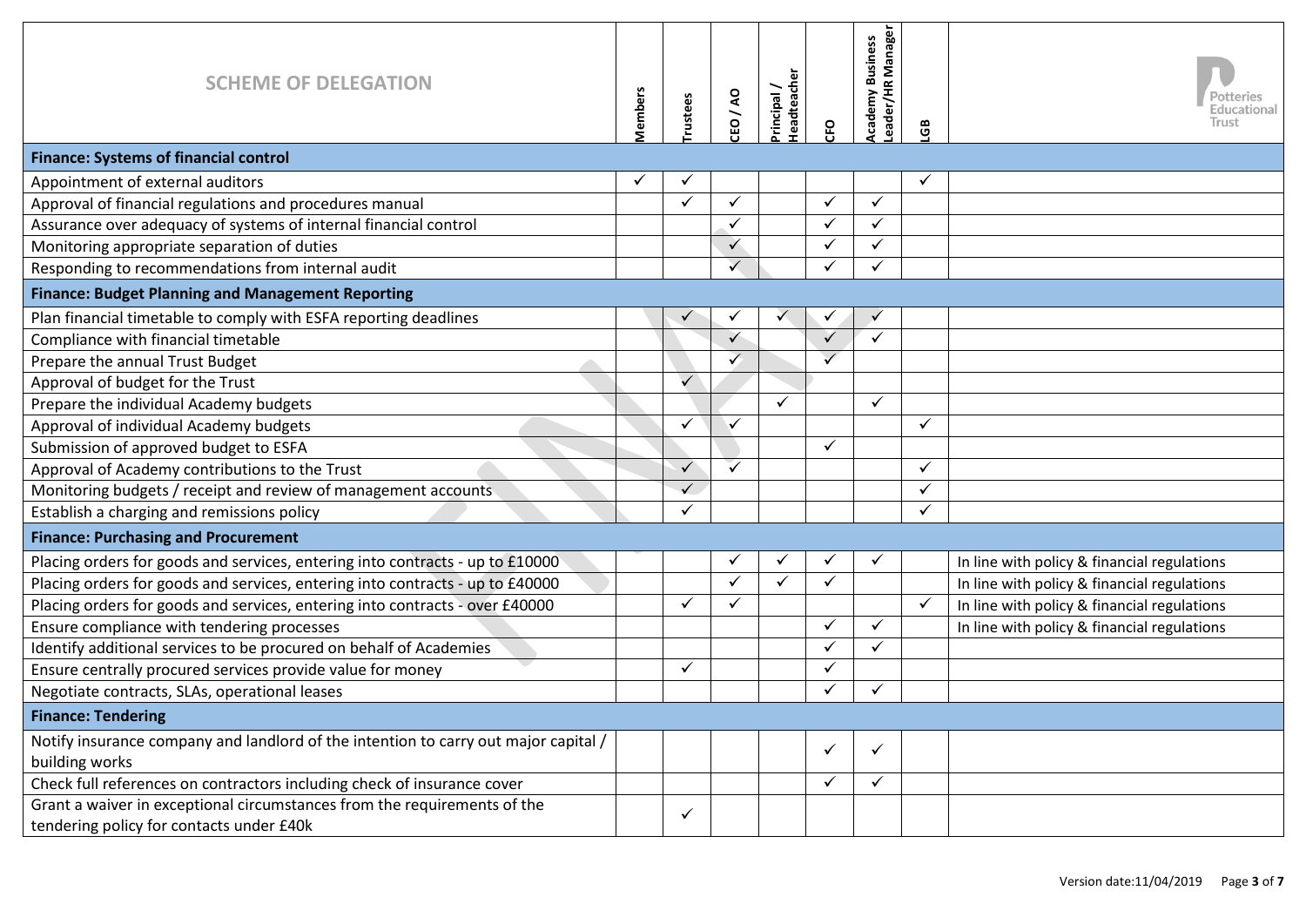| SCHEME OF DELEGATION | Members | Trustees | CEO / AO | Principal / Headteacher | CFO | Academy Business Leader/HR Manager | LGB | Potteries Educational Trust |
|---|---|---|---|---|---|---|---|---|
| **Finance: Systems of financial control** | | | | | | | | |
| Appointment of external auditors | ✓ | ✓ | | | | | ✓ | |
| Approval of financial regulations and procedures manual | | ✓ | ✓ | | ✓ | ✓ | | |
| Assurance over adequacy of systems of internal financial control | | | ✓ | | ✓ | ✓ | | |
| Monitoring appropriate separation of duties | | | ✓ | | ✓ | ✓ | | |
| Responding to recommendations from internal audit | | | ✓ | | ✓ | ✓ | | |
| **Finance: Budget Planning and Management Reporting** | | | | | | | | |
| Plan financial timetable to comply with ESFA reporting deadlines | | ✓ | ✓ | ✓ | ✓ | ✓ | | |
| Compliance with financial timetable | | | ✓ | | ✓ | ✓ | | |
| Prepare the annual Trust Budget | | | ✓ | | ✓ | | | |
| Approval of budget for the Trust | | ✓ | | | | | | |
| Prepare the individual Academy budgets | | | | ✓ | | ✓ | | |
| Approval of individual Academy budgets | | ✓ | ✓ | | | | ✓ | |
| Submission of approved budget to ESFA | | | | | ✓ | | | |
| Approval of Academy contributions to the Trust | | ✓ | ✓ | | | | ✓ | |
| Monitoring budgets / receipt and review of management accounts | | ✓ | | | | | ✓ | |
| Establish a charging and remissions policy | | ✓ | | | | | ✓ | |
| **Finance: Purchasing and Procurement** | | | | | | | | |
| Placing orders for goods and services, entering into contracts - up to £10000 | | | ✓ | ✓ | ✓ | ✓ | | In line with policy & financial regulations |
| Placing orders for goods and services, entering into contracts - up to £40000 | | | ✓ | ✓ | ✓ | | | In line with policy & financial regulations |
| Placing orders for goods and services, entering into contracts - over £40000 | | ✓ | ✓ | | | | ✓ | In line with policy & financial regulations |
| Ensure compliance with tendering processes | | | | | ✓ | ✓ | | In line with policy & financial regulations |
| Identify additional services to be procured on behalf of Academies | | | | | ✓ | ✓ | | |
| Ensure centrally procured services provide value for money | | ✓ | | | ✓ | | | |
| Negotiate contracts, SLAs, operational leases | | | | | ✓ | ✓ | | |
| **Finance: Tendering** | | | | | | | | |
| Notify insurance company and landlord of the intention to carry out major capital / building works | | | | | ✓ | ✓ | | |
| Check full references on contractors including check of insurance cover | | | | | ✓ | ✓ | | |
| Grant a waiver in exceptional circumstances from the requirements of the tendering policy for contacts under £40k | | ✓ | | | | | | |

Version date:11/04/2019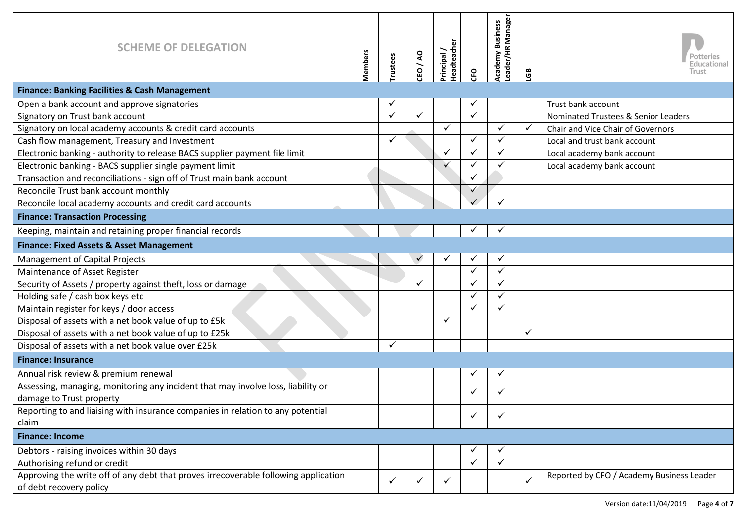| SCHEME OF DELEGATION | Members | Trustees | CEO / AO | Principal / Headteacher | CFO | Academy Business Leader/HR Manager | LGB | |
|---|---|---|---|---|---|---|---|---|
| **Finance: Banking Facilities & Cash Management** | | | | | | | | |
| Open a bank account and approve signatories | | ✓ | | | ✓ | | | Trust bank account |
| Signatory on Trust bank account | | ✓ | ✓ | | ✓ | | | Nominated Trustees & Senior Leaders |
| Signatory on local academy accounts & credit card accounts | | | | ✓ | | ✓ | ✓ | Chair and Vice Chair of Governors |
| Cash flow management, Treasury and Investment | | ✓ | | | ✓ | ✓ | | Local and trust bank account |
| Electronic banking - authority to release BACS supplier payment file limit | | | | ✓ | ✓ | ✓ | | Local academy bank account |
| Electronic banking - BACS supplier single payment limit | | | | ✓ | ✓ | ✓ | | Local academy bank account |
| Transaction and reconciliations - sign off of Trust main bank account | | | | | ✓ | | | |
| Reconcile Trust bank account monthly | | | | | ✓ | | | |
| Reconcile local academy accounts and credit card accounts | | | | | ✓ | ✓ | | |
| **Finance: Transaction Processing** | | | | | | | | |
| Keeping, maintain and retaining proper financial records | | | | | ✓ | ✓ | | |
| **Finance: Fixed Assets & Asset Management** | | | | | | | | |
| Management of Capital Projects | | | ✓ | ✓ | ✓ | ✓ | | |
| Maintenance of Asset Register | | | | | ✓ | ✓ | | |
| Security of Assets / property against theft, loss or damage | | | ✓ | | ✓ | ✓ | | |
| Holding safe / cash box keys etc | | | | | ✓ | ✓ | | |
| Maintain register for keys / door access | | | | | ✓ | ✓ | | |
| Disposal of assets with a net book value of up to £5k | | | | ✓ | | | | |
| Disposal of assets with a net book value of up to £25k | | | | | | | ✓ | |
| Disposal of assets with a net book value over £25k | | ✓ | | | | | | |
| **Finance: Insurance** | | | | | | | | |
| Annual risk review & premium renewal | | | | | ✓ | ✓ | | |
| Assessing, managing, monitoring any incident that may involve loss, liability or damage to Trust property | | | | | ✓ | ✓ | | |
| Reporting to and liaising with insurance companies in relation to any potential claim | | | | | ✓ | ✓ | | |
| **Finance: Income** | | | | | | | | |
| Debtors - raising invoices within 30 days | | | | | ✓ | ✓ | | |
| Authorising refund or credit | | | | | ✓ | ✓ | | |
| Approving the write off of any debt that proves irrecoverable following application of debt recovery policy | | ✓ | ✓ | ✓ | | | ✓ | Reported by CFO / Academy Business Leader |

Version date:11/04/2019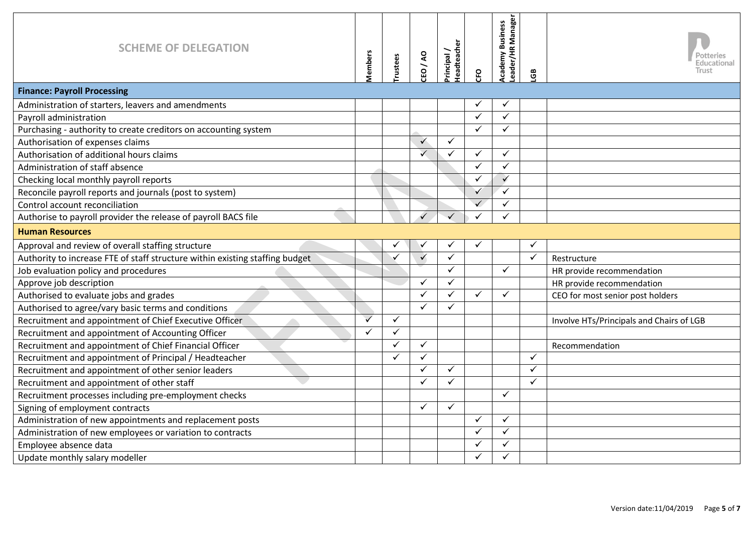| SCHEME OF DELEGATION | Members | Trustees | CEO / AO | Principal / Headteacher | CFO | Academy Business Leader/HR Manager | LGB | |
|---|---|---|---|---|---|---|---|---|
| **Finance: Payroll Processing** | | | | | | | | |
| Administration of starters, leavers and amendments | | | | | ✓ | ✓ | | |
| Payroll administration | | | | | ✓ | ✓ | | |
| Purchasing - authority to create creditors on accounting system | | | | | ✓ | ✓ | | |
| Authorisation of expenses claims | | | ✓ | ✓ | | | | |
| Authorisation of additional hours claims | | | ✓ | ✓ | ✓ | ✓ | | |
| Administration of staff absence | | | | | ✓ | ✓ | | |
| Checking local monthly payroll reports | | | | | ✓ | ✓ | | |
| Reconcile payroll reports and journals (post to system) | | | | | ✓ | ✓ | | |
| Control account reconciliation | | | | | ✓ | ✓ | | |
| Authorise to payroll provider the release of payroll BACS file | | | ✓ | ✓ | ✓ | ✓ | | |
| **Human Resources** | | | | | | | | |
| Approval and review of overall staffing structure | | ✓ | ✓ | ✓ | ✓ | | ✓ | |
| Authority to increase FTE of staff structure within existing staffing budget | | ✓ | ✓ | ✓ | | | ✓ | Restructure |
| Job evaluation policy and procedures | | | | ✓ | | ✓ | | HR provide recommendation |
| Approve job description | | | ✓ | ✓ | | | | HR provide recommendation |
| Authorised to evaluate jobs and grades | | | ✓ | ✓ | ✓ | ✓ | | CEO for most senior post holders |
| Authorised to agree/vary basic terms and conditions | | | ✓ | ✓ | | | | |
| Recruitment and appointment of Chief Executive Officer | ✓ | ✓ | | | | | | Involve HTs/Principals and Chairs of LGB |
| Recruitment and appointment of Accounting Officer | ✓ | ✓ | | | | | | |
| Recruitment and appointment of Chief Financial Officer | | ✓ | ✓ | | | | | Recommendation |
| Recruitment and appointment of Principal / Headteacher | | ✓ | ✓ | | | | ✓ | |
| Recruitment and appointment of other senior leaders | | | ✓ | ✓ | | | ✓ | |
| Recruitment and appointment of other staff | | | ✓ | ✓ | | | ✓ | |
| Recruitment processes including pre-employment checks | | | | | | ✓ | | |
| Signing of employment contracts | | | ✓ | ✓ | | | | |
| Administration of new appointments and replacement posts | | | | | ✓ | ✓ | | |
| Administration of new employees or variation to contracts | | | | | ✓ | ✓ | | |
| Employee absence data | | | | | ✓ | ✓ | | |
| Update monthly salary modeller | | | | | ✓ | ✓ | | |

Version date:11/04/2019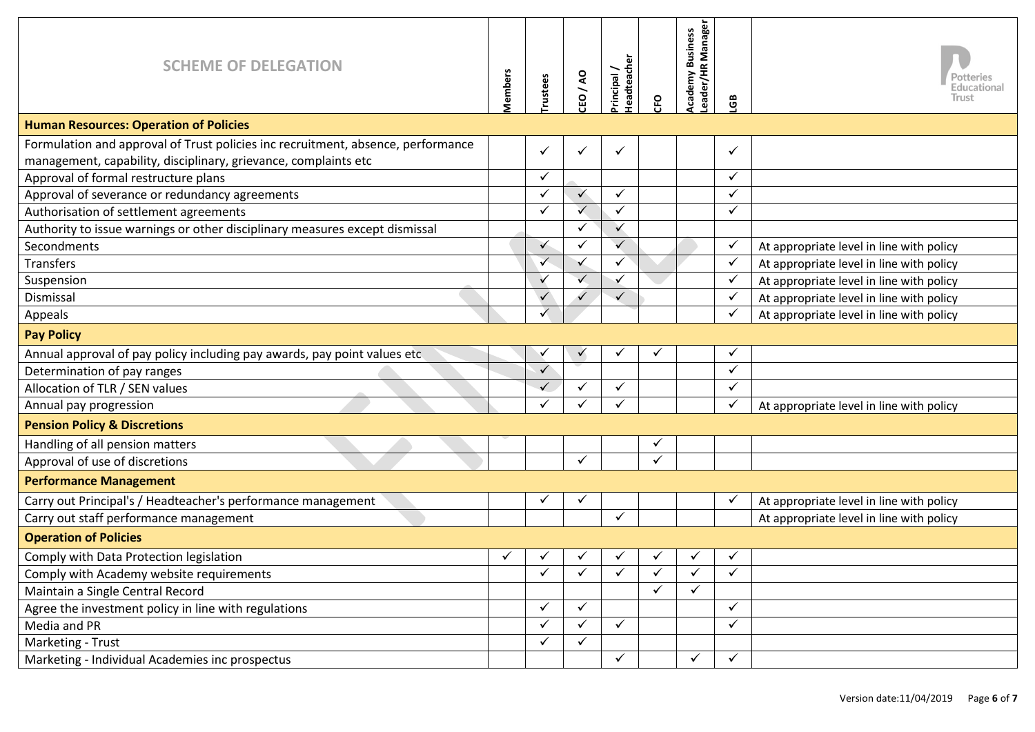| SCHEME OF DELEGATION | Members | Trustees | CEO / AO | Principal / Headteacher | CFO | Academy Business Leader/HR Manager | LGB | |
|---|---|---|---|---|---|---|---|---|
| **Human Resources: Operation of Policies** | | | | | | | | |
| Formulation and approval of Trust policies inc recruitment, absence, performance management, capability, disciplinary, grievance, complaints etc | | ✓ | ✓ | ✓ | | | ✓ | |
| Approval of formal restructure plans | | ✓ | | | | | ✓ | |
| Approval of severance or redundancy agreements | | ✓ | ✓ | ✓ | | | ✓ | |
| Authorisation of settlement agreements | | ✓ | ✓ | ✓ | | | ✓ | |
| Authority to issue warnings or other disciplinary measures except dismissal | | | ✓ | ✓ | | | | |
| Secondments | | ✓ | ✓ | ✓ | | | ✓ | At appropriate level in line with policy |
| Transfers | | ✓ | ✓ | ✓ | | | ✓ | At appropriate level in line with policy |
| Suspension | | ✓ | ✓ | ✓ | | | ✓ | At appropriate level in line with policy |
| Dismissal | | ✓ | ✓ | ✓ | | | ✓ | At appropriate level in line with policy |
| Appeals | | ✓ | | | | | ✓ | At appropriate level in line with policy |
| **Pay Policy** | | | | | | | | |
| Annual approval of pay policy including pay awards, pay point values etc | | ✓ | ✓ | ✓ | ✓ | | ✓ | |
| Determination of pay ranges | | ✓ | | | | | ✓ | |
| Allocation of TLR / SEN values | | ✓ | ✓ | ✓ | | | ✓ | |
| Annual pay progression | | ✓ | ✓ | ✓ | | | ✓ | At appropriate level in line with policy |
| **Pension Policy & Discretions** | | | | | | | | |
| Handling of all pension matters | | | | | ✓ | | | |
| Approval of use of discretions | | | ✓ | | ✓ | | | |
| **Performance Management** | | | | | | | | |
| Carry out Principal's / Headteacher's performance management | | ✓ | ✓ | | | | ✓ | At appropriate level in line with policy |
| Carry out staff performance management | | | | ✓ | | | | At appropriate level in line with policy |
| **Operation of Policies** | | | | | | | | |
| Comply with Data Protection legislation | ✓ | ✓ | ✓ | ✓ | ✓ | ✓ | ✓ | |
| Comply with Academy website requirements | | ✓ | ✓ | ✓ | ✓ | ✓ | ✓ | |
| Maintain a Single Central Record | | | | | ✓ | ✓ | | |
| Agree the investment policy in line with regulations | | ✓ | ✓ | | | | ✓ | |
| Media and PR | | ✓ | ✓ | ✓ | | | ✓ | |
| Marketing - Trust | | ✓ | ✓ | | | | | |
| Marketing - Individual Academies inc prospectus | | | | ✓ | | ✓ | ✓ | |

Version date:11/04/2019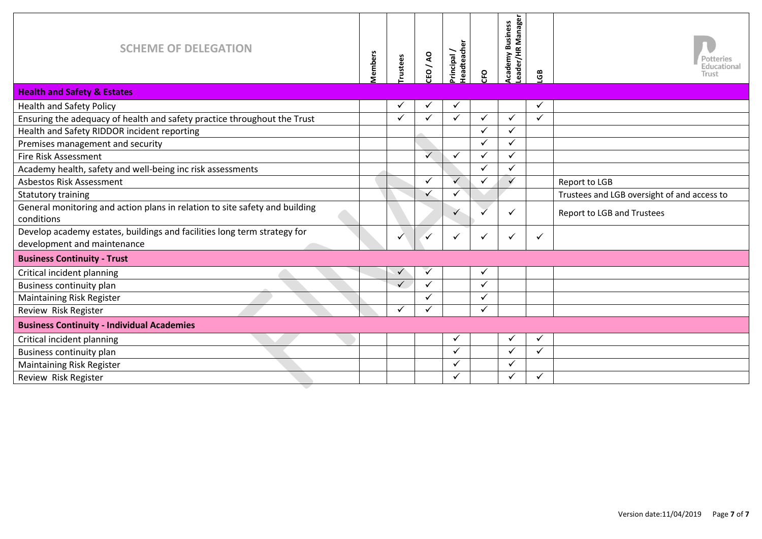| SCHEME OF DELEGATION | Members | Trustees | CEO / AO | Principal / Headteacher | CFO | Academy Business Leader/HR Manager | LGB | |
|---|---|---|---|---|---|---|---|---|
| **Health and Safety & Estates** | | | | | | | | |
| Health and Safety Policy | | ✓ | ✓ | ✓ | | | ✓ | |
| Ensuring the adequacy of health and safety practice throughout the Trust | | ✓ | ✓ | ✓ | ✓ | ✓ | ✓ | |
| Health and Safety RIDDOR incident reporting | | | | | ✓ | ✓ | | |
| Premises management and security | | | | | ✓ | ✓ | | |
| Fire Risk Assessment | | | ✓ | ✓ | ✓ | ✓ | | |
| Academy health, safety and well-being inc risk assessments | | | | | ✓ | ✓ | | |
| Asbestos Risk Assessment | | | ✓ | ✓ | ✓ | ✓ | | Report to LGB |
| Statutory training | | | ✓ | ✓ | | | | Trustees and LGB oversight of and access to |
| General monitoring and action plans in relation to site safety and building conditions | | | | ✓ | ✓ | ✓ | | Report to LGB and Trustees |
| Develop academy estates, buildings and facilities long term strategy for development and maintenance | | ✓ | ✓ | ✓ | ✓ | ✓ | ✓ | |
| **Business Continuity - Trust** | | | | | | | | |
| Critical incident planning | | ✓ | ✓ | | ✓ | | | |
| Business continuity plan | | ✓ | ✓ | | ✓ | | | |
| Maintaining Risk Register | | | ✓ | | ✓ | | | |
| Review Risk Register | | ✓ | ✓ | | ✓ | | | |
| **Business Continuity - Individual Academies** | | | | | | | | |
| Critical incident planning | | | | ✓ | | ✓ | ✓ | |
| Business continuity plan | | | | ✓ | | ✓ | ✓ | |
| Maintaining Risk Register | | | | ✓ | | ✓ | | |
| Review Risk Register | | | | ✓ | | ✓ | ✓ | |

Version date:11/04/2019